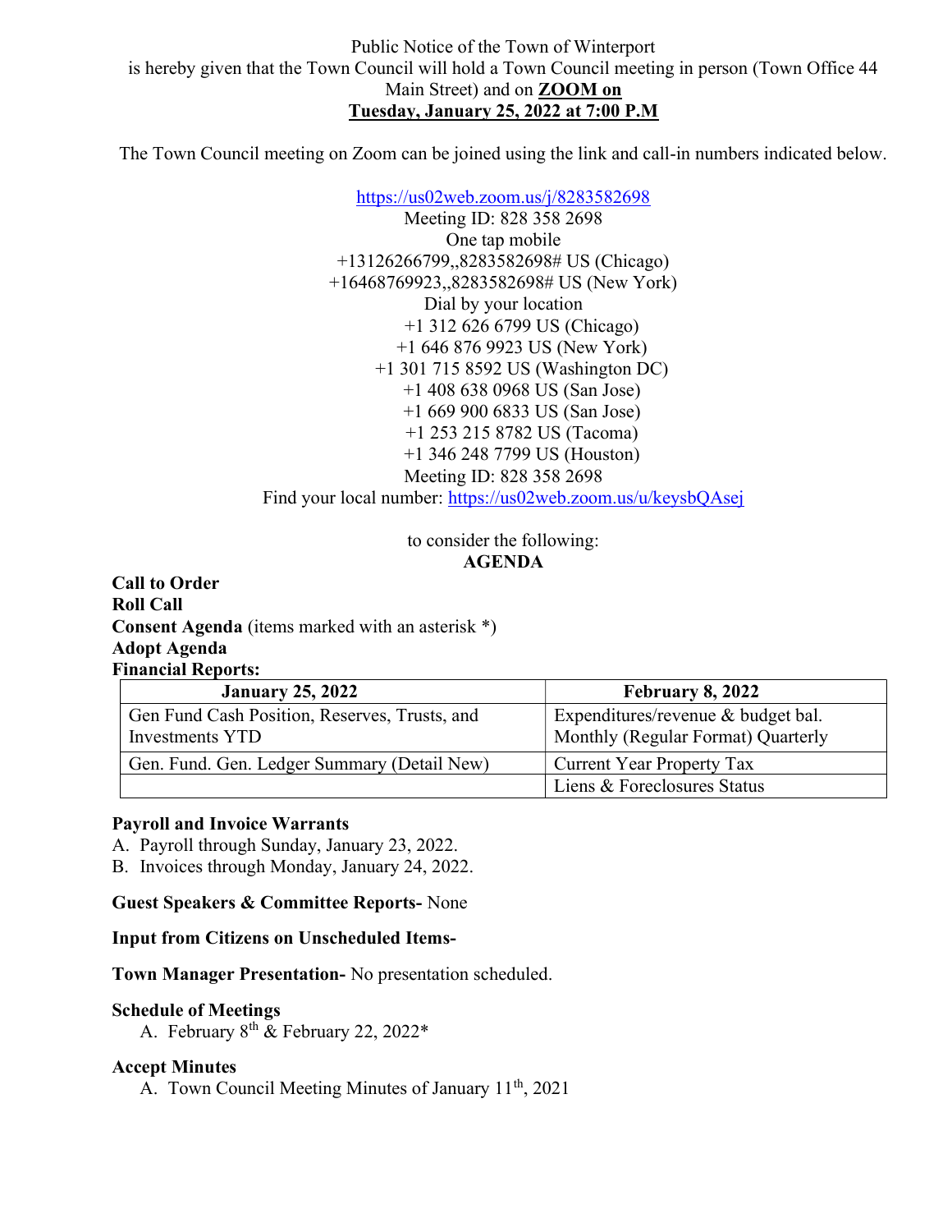Public Notice of the Town of Winterport
is hereby given that the Town Council will hold a Town Council meeting in person (Town Office 44 Main Street) and on **ZOOM on**
**Tuesday, January 25, 2022 at 7:00 P.M**

The Town Council meeting on Zoom can be joined using the link and call-in numbers indicated below.

https://us02web.zoom.us/j/8283582698
Meeting ID: 828 358 2698
One tap mobile
+13126266799,,8283582698# US (Chicago)
+16468769923,,8283582698# US (New York)
Dial by your location
+1 312 626 6799 US (Chicago)
+1 646 876 9923 US (New York)
+1 301 715 8592 US (Washington DC)
+1 408 638 0968 US (San Jose)
+1 669 900 6833 US (San Jose)
+1 253 215 8782 US (Tacoma)
+1 346 248 7799 US (Houston)
Meeting ID: 828 358 2698
Find your local number: https://us02web.zoom.us/u/keysbQAsej

to consider the following:

**AGENDA**

**Call to Order**
**Roll Call**
**Consent Agenda** (items marked with an asterisk *)
**Adopt Agenda**
**Financial Reports:**

| January 25, 2022 | February 8, 2022 |
|---|---|
| Gen Fund Cash Position, Reserves, Trusts, and Investments YTD | Expenditures/revenue & budget bal. Monthly (Regular Format) Quarterly |
| Gen. Fund. Gen. Ledger Summary (Detail New) | Current Year Property Tax |
| | Liens & Foreclosures Status |

**Payroll and Invoice Warrants**

A. Payroll through Sunday, January 23, 2022.
B. Invoices through Monday, January 24, 2022.

**Guest Speakers & Committee Reports-** None

**Input from Citizens on Unscheduled Items-**

**Town Manager Presentation-** No presentation scheduled.

**Schedule of Meetings**

A. February 8th & February 22, 2022*

**Accept Minutes**

A. Town Council Meeting Minutes of January 11th, 2021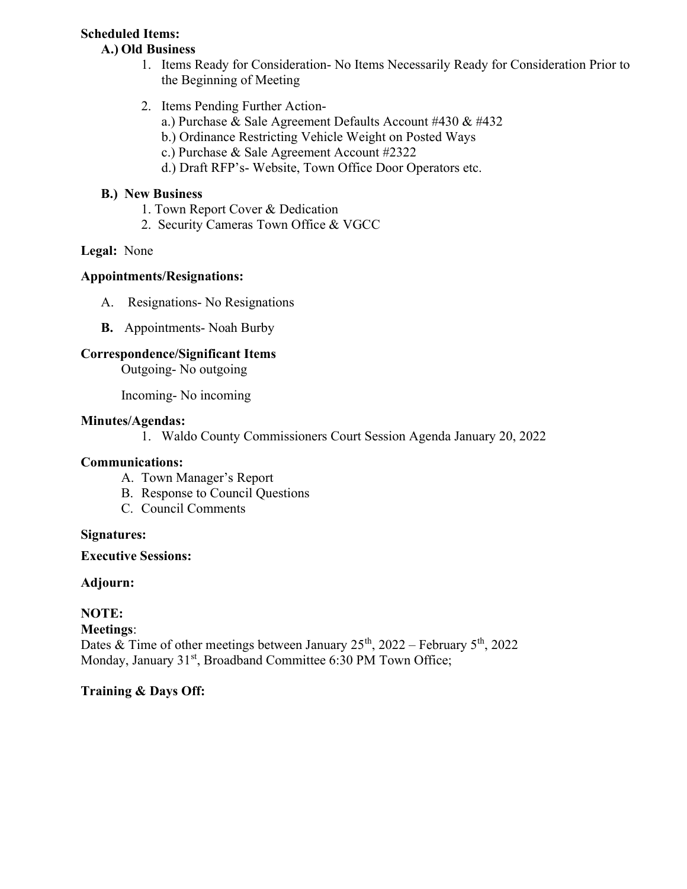**Scheduled Items:**

**A.) Old Business**

1. Items Ready for Consideration- No Items Necessarily Ready for Consideration Prior to the Beginning of Meeting

2. Items Pending Further Action-
   a.) Purchase & Sale Agreement Defaults Account #430 & #432
   b.) Ordinance Restricting Vehicle Weight on Posted Ways
   c.) Purchase & Sale Agreement Account #2322
   d.) Draft RFP's- Website, Town Office Door Operators etc.

**B.) New Business**

1. Town Report Cover & Dedication
2. Security Cameras Town Office & VGCC

**Legal:** None

**Appointments/Resignations:**

A. Resignations- No Resignations

**B.** Appointments- Noah Burby

**Correspondence/Significant Items**

Outgoing- No outgoing

Incoming- No incoming

**Minutes/Agendas:**

1. Waldo County Commissioners Court Session Agenda January 20, 2022

**Communications:**

A. Town Manager's Report
B. Response to Council Questions
C. Council Comments

**Signatures:**

**Executive Sessions:**

**Adjourn:**

**NOTE:**

**Meetings**:
Dates & Time of other meetings between January 25th, 2022 – February 5th, 2022
Monday, January 31st, Broadband Committee 6:30 PM Town Office;

**Training & Days Off:**